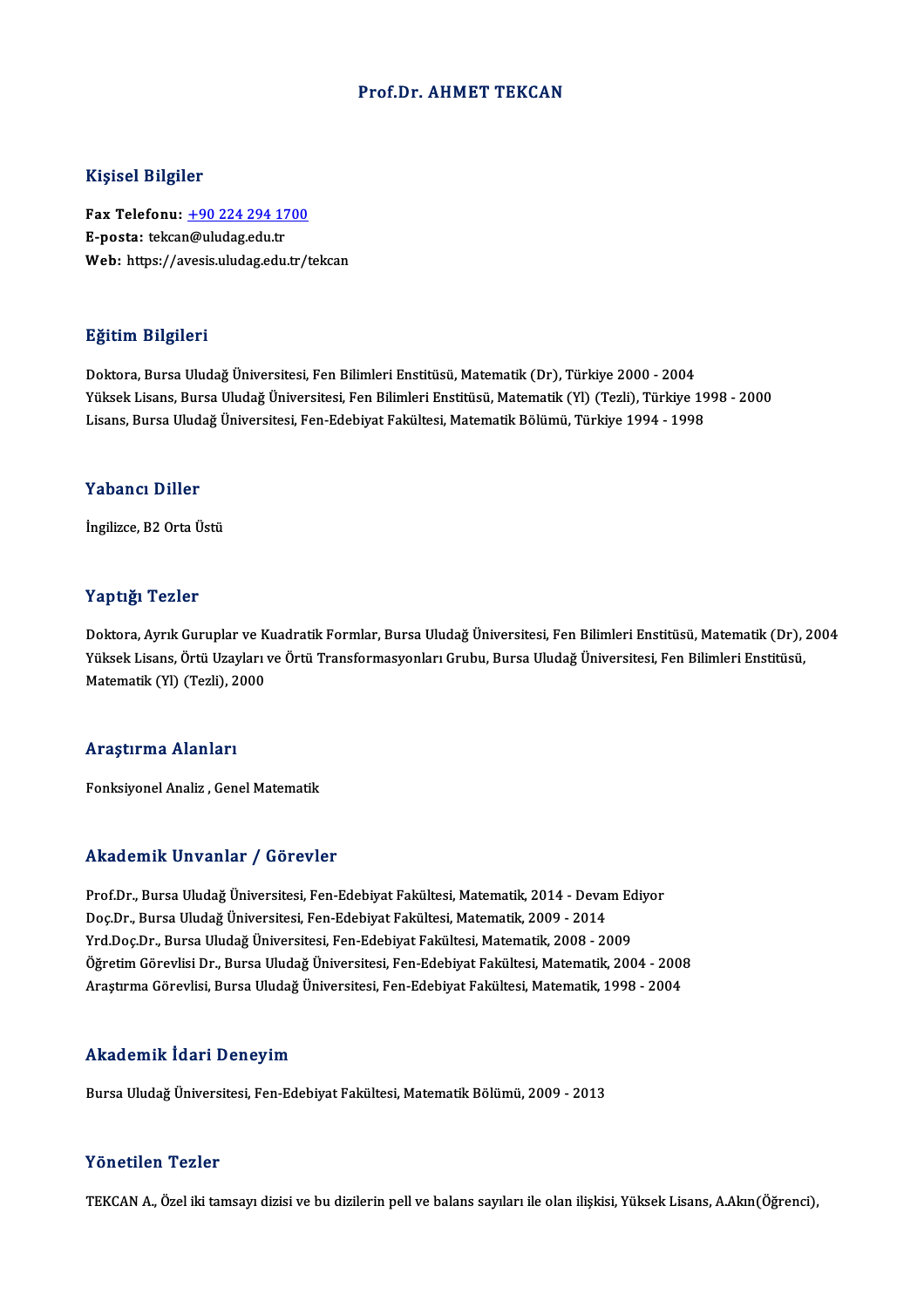# Prof.Dr. AHMET TEKCAN

## Kişisel Bilgiler

**Fax Telefonu:** +90 224 294 1700
**E-posta:** tekcan@uludag.edu.tr
**Web:** https://avesis.uludag.edu.tr/tekcan

## Eğitim Bilgileri

Doktora, Bursa Uludağ Üniversitesi, Fen Bilimleri Enstitüsü, Matematik (Dr), Türkiye 2000 - 2004
Yüksek Lisans, Bursa Uludağ Üniversitesi, Fen Bilimleri Enstitüsü, Matematik (Yl) (Tezli), Türkiye 1998 - 2000
Lisans, Bursa Uludağ Üniversitesi, Fen-Edebiyat Fakültesi, Matematik Bölümü, Türkiye 1994 - 1998

## Yabancı Diller

İngilizce, B2 Orta Üstü

## Yaptığı Tezler

Doktora, Ayrık Guruplar ve Kuadratik Formlar, Bursa Uludağ Üniversitesi, Fen Bilimleri Enstitüsü, Matematik (Dr), 2004
Yüksek Lisans, Örtü Uzayları ve Örtü Transformasyonları Grubu, Bursa Uludağ Üniversitesi, Fen Bilimleri Enstitüsü, Matematik (Yl) (Tezli), 2000

## Araştırma Alanları

Fonksiyonel Analiz , Genel Matematik

## Akademik Unvanlar / Görevler

Prof.Dr., Bursa Uludağ Üniversitesi, Fen-Edebiyat Fakültesi, Matematik, 2014 - Devam Ediyor
Doç.Dr., Bursa Uludağ Üniversitesi, Fen-Edebiyat Fakültesi, Matematik, 2009 - 2014
Yrd.Doç.Dr., Bursa Uludağ Üniversitesi, Fen-Edebiyat Fakültesi, Matematik, 2008 - 2009
Öğretim Görevlisi Dr., Bursa Uludağ Üniversitesi, Fen-Edebiyat Fakültesi, Matematik, 2004 - 2008
Araştırma Görevlisi, Bursa Uludağ Üniversitesi, Fen-Edebiyat Fakültesi, Matematik, 1998 - 2004

## Akademik İdari Deneyim

Bursa Uludağ Üniversitesi, Fen-Edebiyat Fakültesi, Matematik Bölümü, 2009 - 2013

## Yönetilen Tezler

TEKCAN A., Özel iki tamsayı dizisi ve bu dizilerin pell ve balans sayıları ile olan ilişkisi, Yüksek Lisans, A.Akın(Öğrenci),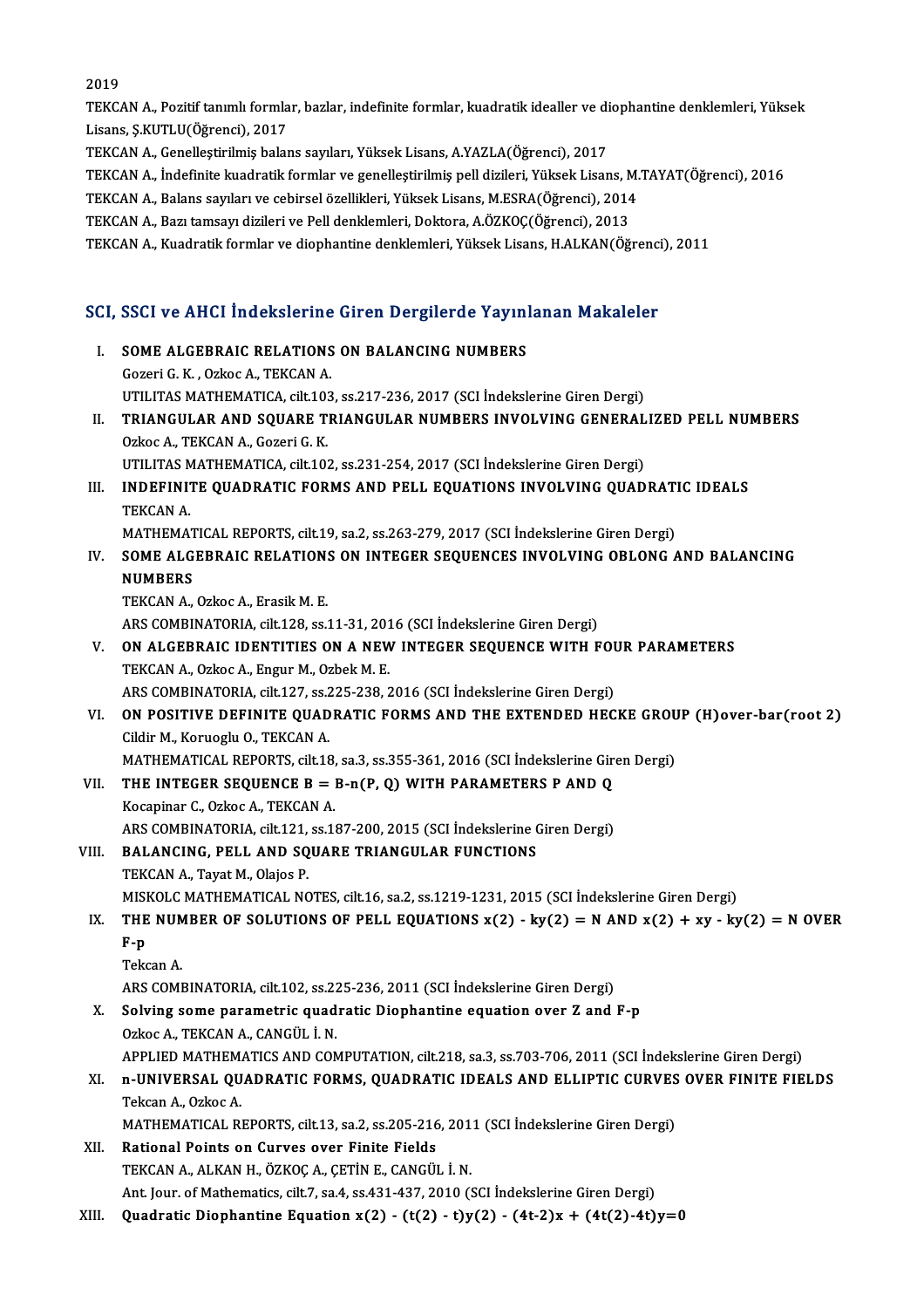2019

TEKCAN A., Pozitif tanımlı formlar, bazlar, indefinite formlar, kuadratik idealler ve diophantine denklemleri, Yüksek Lisans, Ş.KUTLU(Öğrenci), 2017

TEKCAN A., Genelleştirilmiş balans sayıları, Yüksek Lisans, A.YAZLA(Öğrenci), 2017

TEKCAN A., İndefinite kuadratik formlar ve genelleştirilmiş pell dizileri, Yüksek Lisans, M.TAYAT(Öğrenci), 2016

TEKCAN A., Balans sayıları ve cebirsel özellikleri, Yüksek Lisans, M.ESRA(Öğrenci), 2014

TEKCAN A., Bazı tamsayı dizileri ve Pell denklemleri, Doktora, A.ÖZKOÇ(Öğrenci), 2013

TEKCAN A., Kuadratik formlar ve diophantine denklemleri, Yüksek Lisans, H.ALKAN(Öğrenci), 2011

## SCI, SSCI ve AHCI İndekslerine Giren Dergilerde Yayınlanan Makaleler

I. **SOME ALGEBRAIC RELATIONS ON BALANCING NUMBERS**
Gozeri G. K. , Ozkoc A., TEKCAN A.
UTILITAS MATHEMATICA, cilt.103, ss.217-236, 2017 (SCI İndekslerine Giren Dergi)

II. **TRIANGULAR AND SQUARE TRIANGULAR NUMBERS INVOLVING GENERALIZED PELL NUMBERS**
Ozkoc A., TEKCAN A., Gozeri G. K.
UTILITAS MATHEMATICA, cilt.102, ss.231-254, 2017 (SCI İndekslerine Giren Dergi)

III. **INDEFINITE QUADRATIC FORMS AND PELL EQUATIONS INVOLVING QUADRATIC IDEALS**
TEKCAN A.
MATHEMATICAL REPORTS, cilt.19, sa.2, ss.263-279, 2017 (SCI İndekslerine Giren Dergi)

IV. **SOME ALGEBRAIC RELATIONS ON INTEGER SEQUENCES INVOLVING OBLONG AND BALANCING NUMBERS**
TEKCAN A., Ozkoc A., Erasik M. E.
ARS COMBINATORIA, cilt.128, ss.11-31, 2016 (SCI İndekslerine Giren Dergi)

V. **ON ALGEBRAIC IDENTITIES ON A NEW INTEGER SEQUENCE WITH FOUR PARAMETERS**
TEKCAN A., Ozkoc A., Engur M., Ozbek M. E.
ARS COMBINATORIA, cilt.127, ss.225-238, 2016 (SCI İndekslerine Giren Dergi)

VI. **ON POSITIVE DEFINITE QUADRATIC FORMS AND THE EXTENDED HECKE GROUP (H)over-bar(root 2)**
Cildir M., Koruoglu O., TEKCAN A.
MATHEMATICAL REPORTS, cilt.18, sa.3, ss.355-361, 2016 (SCI İndekslerine Giren Dergi)

VII. **THE INTEGER SEQUENCE B = B-n(P, Q) WITH PARAMETERS P AND Q**
Kocapinar C., Ozkoc A., TEKCAN A.
ARS COMBINATORIA, cilt.121, ss.187-200, 2015 (SCI İndekslerine Giren Dergi)

VIII. **BALANCING, PELL AND SQUARE TRIANGULAR FUNCTIONS**
TEKCAN A., Tayat M., Olajos P.
MISKOLC MATHEMATICAL NOTES, cilt.16, sa.2, ss.1219-1231, 2015 (SCI İndekslerine Giren Dergi)

IX. **THE NUMBER OF SOLUTIONS OF PELL EQUATIONS x(2) - ky(2) = N AND x(2) + xy - ky(2) = N OVER F-p**
Tekcan A.
ARS COMBINATORIA, cilt.102, ss.225-236, 2011 (SCI İndekslerine Giren Dergi)

X. **Solving some parametric quadratic Diophantine equation over Z and F-p**
Ozkoc A., TEKCAN A., CANGÜL İ. N.
APPLIED MATHEMATICS AND COMPUTATION, cilt.218, sa.3, ss.703-706, 2011 (SCI İndekslerine Giren Dergi)

XI. **n-UNIVERSAL QUADRATIC FORMS, QUADRATIC IDEALS AND ELLIPTIC CURVES OVER FINITE FIELDS**
Tekcan A., Ozkoc A.
MATHEMATICAL REPORTS, cilt.13, sa.2, ss.205-216, 2011 (SCI İndekslerine Giren Dergi)

XII. **Rational Points on Curves over Finite Fields**
TEKCAN A., ALKAN H., ÖZKOÇ A., ÇETİN E., CANGÜL İ. N.
Ant. Jour. of Mathematics, cilt.7, sa.4, ss.431-437, 2010 (SCI İndekslerine Giren Dergi)

XIII. **Quadratic Diophantine Equation x(2) - (t(2) - t)y(2) - (4t-2)x + (4t(2)-4t)y=0**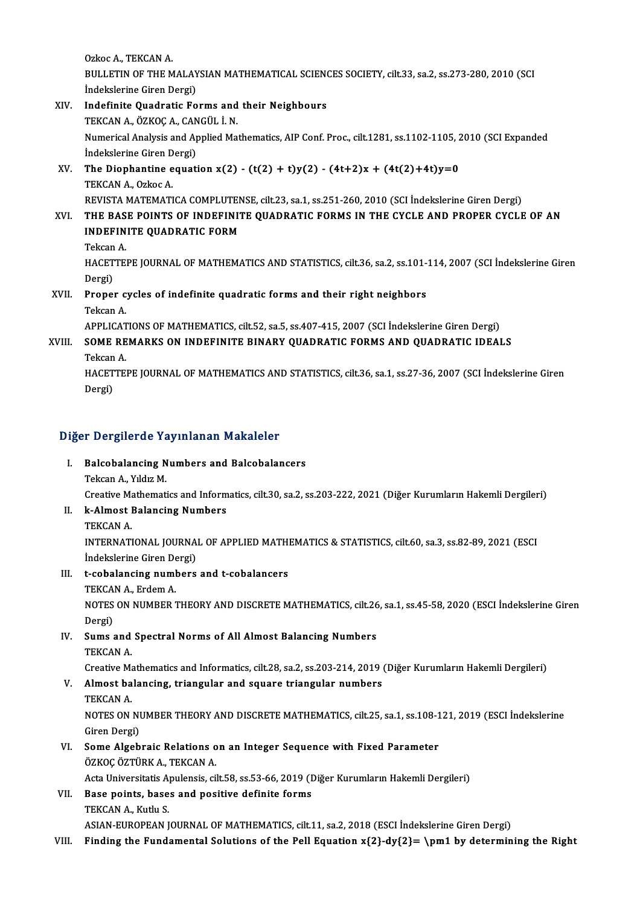Ozkoc A., TEKCAN A.
BULLETIN OF THE MALAYSIAN MATHEMATICAL SCIENCES SOCIETY, cilt.33, sa.2, ss.273-280, 2010 (SCI İndekslerine Giren Dergi)

XIV. **Indefinite Quadratic Forms and their Neighbours**
TEKCAN A., ÖZKOÇ A., CANGÜL İ. N.
Numerical Analysis and Applied Mathematics, AIP Conf. Proc., cilt.1281, ss.1102-1105, 2010 (SCI Expanded İndekslerine Giren Dergi)

XV. **The Diophantine equation x(2) - (t(2) + t)y(2) - (4t+2)x + (4t(2)+4t)y=0**
TEKCAN A., Ozkoc A.
REVISTA MATEMATICA COMPLUTENSE, cilt.23, sa.1, ss.251-260, 2010 (SCI İndekslerine Giren Dergi)

XVI. **THE BASE POINTS OF INDEFINITE QUADRATIC FORMS IN THE CYCLE AND PROPER CYCLE OF AN INDEFINITE QUADRATIC FORM**
Tekcan A.
HACETTEPE JOURNAL OF MATHEMATICS AND STATISTICS, cilt.36, sa.2, ss.101-114, 2007 (SCI İndekslerine Giren Dergi)

XVII. **Proper cycles of indefinite quadratic forms and their right neighbors**
Tekcan A.
APPLICATIONS OF MATHEMATICS, cilt.52, sa.5, ss.407-415, 2007 (SCI İndekslerine Giren Dergi)

XVIII. **SOME REMARKS ON INDEFINITE BINARY QUADRATIC FORMS AND QUADRATIC IDEALS**
Tekcan A.
HACETTEPE JOURNAL OF MATHEMATICS AND STATISTICS, cilt.36, sa.1, ss.27-36, 2007 (SCI İndekslerine Giren Dergi)

## Diğer Dergilerde Yayınlanan Makaleler

I. **Balcobalancing Numbers and Balcobalancers**
Tekcan A., Yıldız M.
Creative Mathematics and Informatics, cilt.30, sa.2, ss.203-222, 2021 (Diğer Kurumların Hakemli Dergileri)

II. **k-Almost Balancing Numbers**
TEKCAN A.
INTERNATIONAL JOURNAL OF APPLIED MATHEMATICS & STATISTICS, cilt.60, sa.3, ss.82-89, 2021 (ESCI İndekslerine Giren Dergi)

III. **t-cobalancing numbers and t-cobalancers**
TEKCAN A., Erdem A.
NOTES ON NUMBER THEORY AND DISCRETE MATHEMATICS, cilt.26, sa.1, ss.45-58, 2020 (ESCI İndekslerine Giren Dergi)

IV. **Sums and Spectral Norms of All Almost Balancing Numbers**
TEKCAN A.
Creative Mathematics and Informatics, cilt.28, sa.2, ss.203-214, 2019 (Diğer Kurumların Hakemli Dergileri)

V. **Almost balancing, triangular and square triangular numbers**
TEKCAN A.
NOTES ON NUMBER THEORY AND DISCRETE MATHEMATICS, cilt.25, sa.1, ss.108-121, 2019 (ESCI İndekslerine Giren Dergi)

VI. **Some Algebraic Relations on an Integer Sequence with Fixed Parameter**
ÖZKOÇ ÖZTÜRK A., TEKCAN A.
Acta Universitatis Apulensis, cilt.58, ss.53-66, 2019 (Diğer Kurumların Hakemli Dergileri)

VII. **Base points, bases and positive definite forms**
TEKCAN A., Kutlu S.
ASIAN-EUROPEAN JOURNAL OF MATHEMATICS, cilt.11, sa.2, 2018 (ESCI İndekslerine Giren Dergi)

VIII. **Finding the Fundamental Solutions of the Pell Equation x{2}-dy{2}= \pm1 by determining the Right**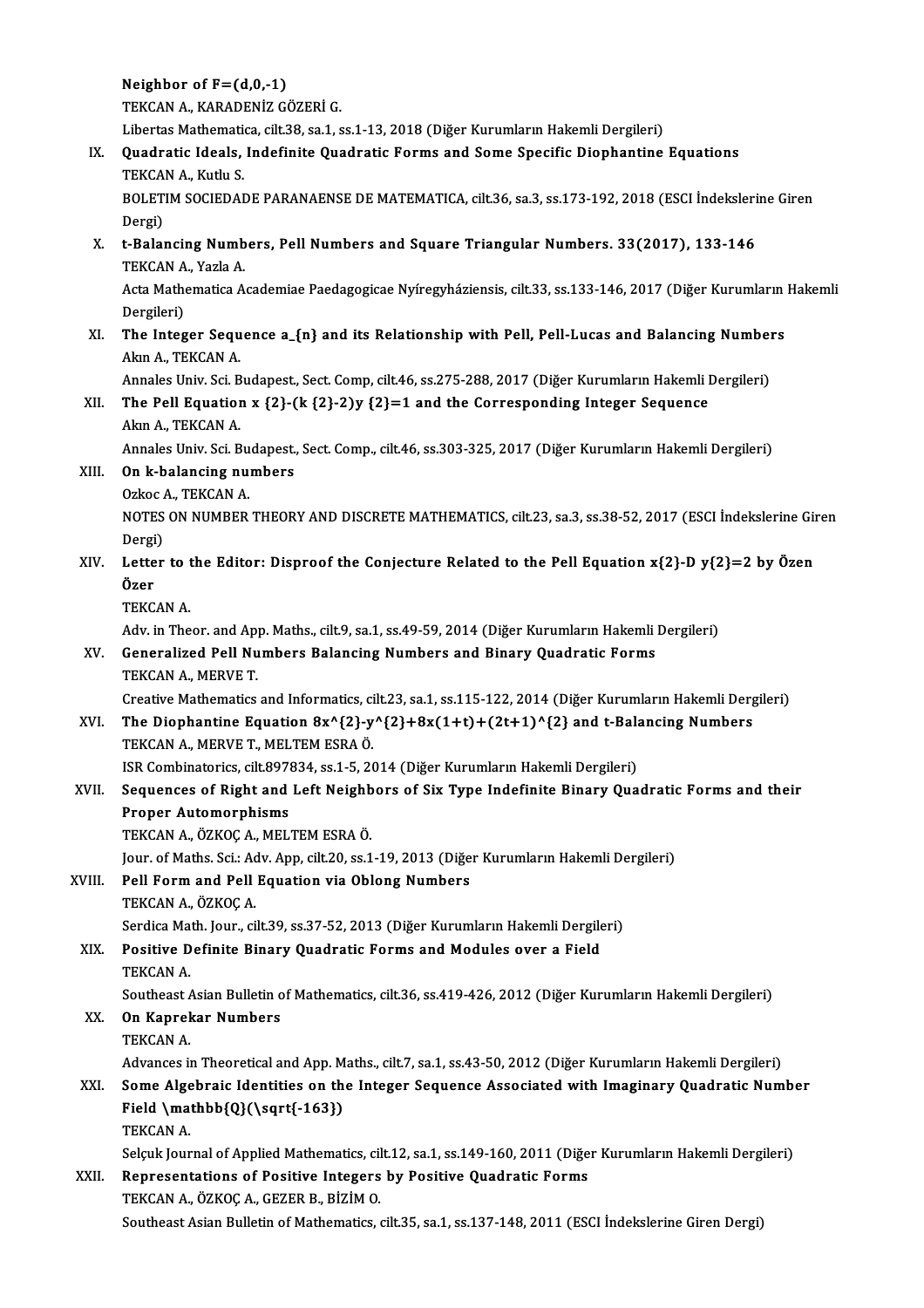**Neighbor of $F=(d,0,-1)$**
TEKCAN A., KARADENİZ GÖZERİ G.
Libertas Mathematica, cilt.38, sa.1, ss.1-13, 2018 (Diğer Kurumların Hakemli Dergileri)

IX. **Quadratic Ideals, Indefinite Quadratic Forms and Some Specific Diophantine Equations**
TEKCAN A., Kutlu S.
BOLETIM SOCIEDADE PARANAENSE DE MATEMATICA, cilt.36, sa.3, ss.173-192, 2018 (ESCI İndekslerine Giren Dergi)

X. **t-Balancing Numbers, Pell Numbers and Square Triangular Numbers. 33(2017), 133-146**
TEKCAN A., Yazla A.
Acta Mathematica Academiae Paedagogicae Nyíregyháziensis, cilt.33, ss.133-146, 2017 (Diğer Kurumların Hakemli Dergileri)

XI. **The Integer Sequence $a_{n}$ and its Relationship with Pell, Pell-Lucas and Balancing Numbers**
Akın A., TEKCAN A.
Annales Univ. Sci. Budapest., Sect. Comp, cilt.46, ss.275-288, 2017 (Diğer Kurumların Hakemli Dergileri)

XII. **The Pell Equation $x^{2}-(k^{2}-2)y^{2}=1$ and the Corresponding Integer Sequence**
Akın A., TEKCAN A.
Annales Univ. Sci. Budapest., Sect. Comp., cilt.46, ss.303-325, 2017 (Diğer Kurumların Hakemli Dergileri)

XIII. **On k-balancing numbers**
Ozkoc A., TEKCAN A.
NOTES ON NUMBER THEORY AND DISCRETE MATHEMATICS, cilt.23, sa.3, ss.38-52, 2017 (ESCI İndekslerine Giren Dergi)

XIV. **Letter to the Editor: Disproof the Conjecture Related to the Pell Equation $x^{2}-D y^{2}=2$ by Özen Özer**
TEKCAN A.
Adv. in Theor. and App. Maths., cilt.9, sa.1, ss.49-59, 2014 (Diğer Kurumların Hakemli Dergileri)

XV. **Generalized Pell Numbers Balancing Numbers and Binary Quadratic Forms**
TEKCAN A., MERVE T.
Creative Mathematics and Informatics, cilt.23, sa.1, ss.115-122, 2014 (Diğer Kurumların Hakemli Dergileri)

XVI. **The Diophantine Equation $8x^{2}-y^{2}+8x(1+t)+(2t+1)^{2}$ and t-Balancing Numbers**
TEKCAN A., MERVE T., MELTEM ESRA Ö.
ISR Combinatorics, cilt.897834, ss.1-5, 2014 (Diğer Kurumların Hakemli Dergileri)

XVII. **Sequences of Right and Left Neighbors of Six Type Indefinite Binary Quadratic Forms and their Proper Automorphisms**
TEKCAN A., ÖZKOÇ A., MELTEM ESRA Ö.
Jour. of Maths. Sci.: Adv. App, cilt.20, ss.1-19, 2013 (Diğer Kurumların Hakemli Dergileri)

XVIII. **Pell Form and Pell Equation via Oblong Numbers**
TEKCAN A., ÖZKOÇ A.
Serdica Math. Jour., cilt.39, ss.37-52, 2013 (Diğer Kurumların Hakemli Dergileri)

XIX. **Positive Definite Binary Quadratic Forms and Modules over a Field**
TEKCAN A.
Southeast Asian Bulletin of Mathematics, cilt.36, ss.419-426, 2012 (Diğer Kurumların Hakemli Dergileri)

XX. **On Kaprekar Numbers**
TEKCAN A.
Advances in Theoretical and App. Maths., cilt.7, sa.1, ss.43-50, 2012 (Diğer Kurumların Hakemli Dergileri)

XXI. **Some Algebraic Identities on the Integer Sequence Associated with Imaginary Quadratic Number Field $\mathbb{Q}(\sqrt{-163})$**
TEKCAN A.
Selçuk Journal of Applied Mathematics, cilt.12, sa.1, ss.149-160, 2011 (Diğer Kurumların Hakemli Dergileri)

XXII. **Representations of Positive Integers by Positive Quadratic Forms**
TEKCAN A., ÖZKOÇ A., GEZER B., BİZİM O.
Southeast Asian Bulletin of Mathematics, cilt.35, sa.1, ss.137-148, 2011 (ESCI İndekslerine Giren Dergi)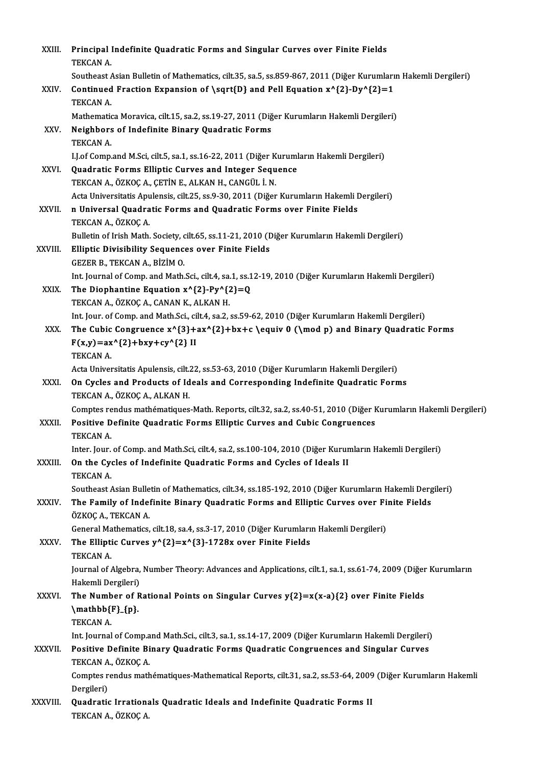XXIII. **Principal Indefinite Quadratic Forms and Singular Curves over Finite Fields**
TEKCAN A.
Southeast Asian Bulletin of Mathematics, cilt.35, sa.5, ss.859-867, 2011 (Diğer Kurumların Hakemli Dergileri)

XXIV. **Continued Fraction Expansion of $\sqrt{D}$ and Pell Equation $x^{2}-Dy^{2}=1$**
TEKCAN A.
Mathematica Moravica, cilt.15, sa.2, ss.19-27, 2011 (Diğer Kurumların Hakemli Dergileri)

XXV. **Neighbors of Indefinite Binary Quadratic Forms**
TEKCAN A.
I.J.of Comp.and M.Sci, cilt.5, sa.1, ss.16-22, 2011 (Diğer Kurumların Hakemli Dergileri)

XXVI. **Quadratic Forms Elliptic Curves and Integer Sequence**
TEKCAN A., ÖZKOÇ A., ÇETİN E., ALKAN H., CANGÜL İ. N.
Acta Universitatis Apulensis, cilt.25, ss.9-30, 2011 (Diğer Kurumların Hakemli Dergileri)

XXVII. **n Universal Quadratic Forms and Quadratic Forms over Finite Fields**
TEKCAN A., ÖZKOÇ A.
Bulletin of Irish Math. Society, cilt.65, ss.11-21, 2010 (Diğer Kurumların Hakemli Dergileri)

XXVIII. **Elliptic Divisibility Sequences over Finite Fields**
GEZER B., TEKCAN A., BİZİM O.
Int. Journal of Comp. and Math.Sci., cilt.4, sa.1, ss.12-19, 2010 (Diğer Kurumların Hakemli Dergileri)

XXIX. **The Diophantine Equation $x^{2}-Py^{2}=Q$**
TEKCAN A., ÖZKOÇ A., CANAN K., ALKAN H.
Int. Jour. of Comp. and Math.Sci., cilt.4, sa.2, ss.59-62, 2010 (Diğer Kurumların Hakemli Dergileri)

XXX. **The Cubic Congruence $x^{3}+ax^{2}+bx+c \equiv 0 \pmod p$ and Binary Quadratic Forms $F(x,y)=ax^{2}+bxy+cy^{2}$ II**
TEKCAN A.
Acta Universitatis Apulensis, cilt.22, ss.53-63, 2010 (Diğer Kurumların Hakemli Dergileri)

XXXI. **On Cycles and Products of Ideals and Corresponding Indefinite Quadratic Forms**
TEKCAN A., ÖZKOÇ A., ALKAN H.
Comptes rendus mathématiques-Math. Reports, cilt.32, sa.2, ss.40-51, 2010 (Diğer Kurumların Hakemli Dergileri)

XXXII. **Positive Definite Quadratic Forms Elliptic Curves and Cubic Congruences**
TEKCAN A.
Inter. Jour. of Comp. and Math.Sci, cilt.4, sa.2, ss.100-104, 2010 (Diğer Kurumların Hakemli Dergileri)

XXXIII. **On the Cycles of Indefinite Quadratic Forms and Cycles of Ideals II**
TEKCAN A.
Southeast Asian Bulletin of Mathematics, cilt.34, ss.185-192, 2010 (Diğer Kurumların Hakemli Dergileri)

XXXIV. **The Family of Indefinite Binary Quadratic Forms and Elliptic Curves over Finite Fields**
ÖZKOÇ A., TEKCAN A.
General Mathematics, cilt.18, sa.4, ss.3-17, 2010 (Diğer Kurumların Hakemli Dergileri)

XXXV. **The Elliptic Curves $y^{2}=x^{3}-1728x$ over Finite Fields**
TEKCAN A.
Journal of Algebra, Number Theory: Advances and Applications, cilt.1, sa.1, ss.61-74, 2009 (Diğer Kurumların Hakemli Dergileri)

XXXVI. **The Number of Rational Points on Singular Curves $y^{2}=x(x-a)^{2}$ over Finite Fields $\mathbb{F}_{p}$.**
TEKCAN A.
Int. Journal of Comp.and Math.Sci., cilt.3, sa.1, ss.14-17, 2009 (Diğer Kurumların Hakemli Dergileri)

XXXVII. **Positive Definite Binary Quadratic Forms Quadratic Congruences and Singular Curves**
TEKCAN A., ÖZKOÇ A.
Comptes rendus mathématiques-Mathematical Reports, cilt.31, sa.2, ss.53-64, 2009 (Diğer Kurumların Hakemli Dergileri)

XXXVIII. **Quadratic Irrationals Quadratic Ideals and Indefinite Quadratic Forms II**
TEKCAN A., ÖZKOÇ A.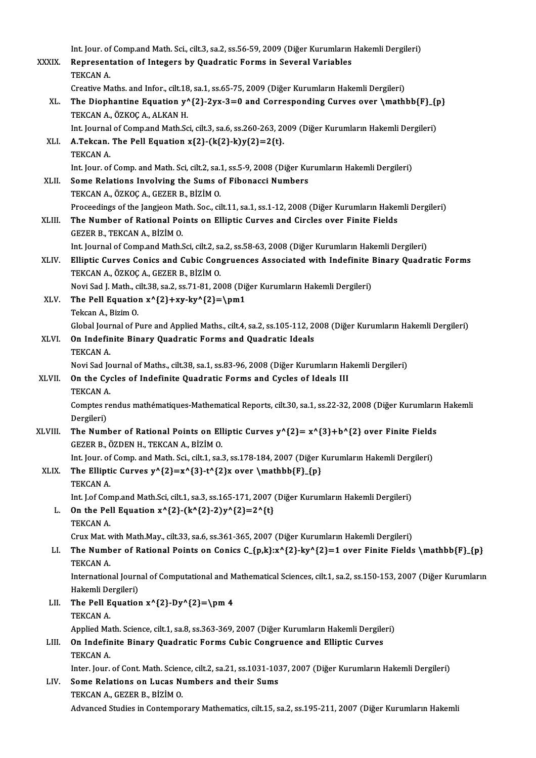Int. Jour. of Comp.and Math. Sci., cilt.3, sa.2, ss.56-59, 2009 (Diğer Kurumların Hakemli Dergileri)

XXXIX. **Representation of Integers by Quadratic Forms in Several Variables**
TEKCAN A.
Creative Maths. and Infor., cilt.18, sa.1, ss.65-75, 2009 (Diğer Kurumların Hakemli Dergileri)

XL. **The Diophantine Equation $y^{2}-2yx-3=0$ and Corresponding Curves over $\mathbb{F}_{p}$**
TEKCAN A., ÖZKOÇ A., ALKAN H.
Int. Journal of Comp.and Math.Sci, cilt.3, sa.6, ss.260-263, 2009 (Diğer Kurumların Hakemli Dergileri)

XLI. **A.Tekcan. The Pell Equation $x{2}-(k{2}-k)y{2}=2{t}$.**
TEKCAN A.
Int. Jour. of Comp. and Math. Sci, cilt.2, sa.1, ss.5-9, 2008 (Diğer Kurumların Hakemli Dergileri)

XLII. **Some Relations Involving the Sums of Fibonacci Numbers**
TEKCAN A., ÖZKOÇ A., GEZER B., BİZİM O.
Proceedings of the Jangjeon Math. Soc., cilt.11, sa.1, ss.1-12, 2008 (Diğer Kurumların Hakemli Dergileri)

XLIII. **The Number of Rational Points on Elliptic Curves and Circles over Finite Fields**
GEZER B., TEKCAN A., BİZİM O.
Int. Journal of Comp.and Math.Sci, cilt.2, sa.2, ss.58-63, 2008 (Diğer Kurumların Hakemli Dergileri)

XLIV. **Elliptic Curves Conics and Cubic Congruences Associated with Indefinite Binary Quadratic Forms**
TEKCAN A., ÖZKOÇ A., GEZER B., BİZİM O.
Novi Sad J. Math., cilt.38, sa.2, ss.71-81, 2008 (Diğer Kurumların Hakemli Dergileri)

XLV. **The Pell Equation $x^{2}+xy-ky^{2}=\pm1$**
Tekcan A., Bizim O.
Global Journal of Pure and Applied Maths., cilt.4, sa.2, ss.105-112, 2008 (Diğer Kurumların Hakemli Dergileri)

XLVI. **On Indefinite Binary Quadratic Forms and Quadratic Ideals**
TEKCAN A.
Novi Sad Journal of Maths., cilt.38, sa.1, ss.83-96, 2008 (Diğer Kurumların Hakemli Dergileri)

XLVII. **On the Cycles of Indefinite Quadratic Forms and Cycles of Ideals III**
TEKCAN A.
Comptes rendus mathématiques-Mathematical Reports, cilt.30, sa.1, ss.22-32, 2008 (Diğer Kurumların Hakemli Dergileri)

XLVIII. **The Number of Rational Points on Elliptic Curves $y^{2}= x^{3}+b^{2}$ over Finite Fields**
GEZER B., ÖZDEN H., TEKCAN A., BİZİM O.
Int. Jour. of Comp. and Math. Sci., cilt.1, sa.3, ss.178-184, 2007 (Diğer Kurumların Hakemli Dergileri)

XLIX. **The Elliptic Curves $y^{2}=x^{3}-t^{2}x$ over $\mathbb{F}_{p}$**
TEKCAN A.
Int. J.of Comp.and Math.Sci, cilt.1, sa.3, ss.165-171, 2007 (Diğer Kurumların Hakemli Dergileri)

L. **On the Pell Equation $x^{2}-(k^{2}-2)y^{2}=2^{t}$**
TEKCAN A.
Crux Mat. with Math.May., cilt.33, sa.6, ss.361-365, 2007 (Diğer Kurumların Hakemli Dergileri)

LI. **The Number of Rational Points on Conics $C_{p,k}:x^{2}-ky^{2}=1$ over Finite Fields $\mathbb{F}_{p}$**
TEKCAN A.
International Journal of Computational and Mathematical Sciences, cilt.1, sa.2, ss.150-153, 2007 (Diğer Kurumların Hakemli Dergileri)

LII. **The Pell Equation $x^{2}-Dy^{2}=\pm 4$**
TEKCAN A.
Applied Math. Science, cilt.1, sa.8, ss.363-369, 2007 (Diğer Kurumların Hakemli Dergileri)

LIII. **On Indefinite Binary Quadratic Forms Cubic Congruence and Elliptic Curves**
TEKCAN A.
Inter. Jour. of Cont. Math. Science, cilt.2, sa.21, ss.1031-1037, 2007 (Diğer Kurumların Hakemli Dergileri)

LIV. **Some Relations on Lucas Numbers and their Sums**
TEKCAN A., GEZER B., BİZİM O.
Advanced Studies in Contemporary Mathematics, cilt.15, sa.2, ss.195-211, 2007 (Diğer Kurumların Hakemli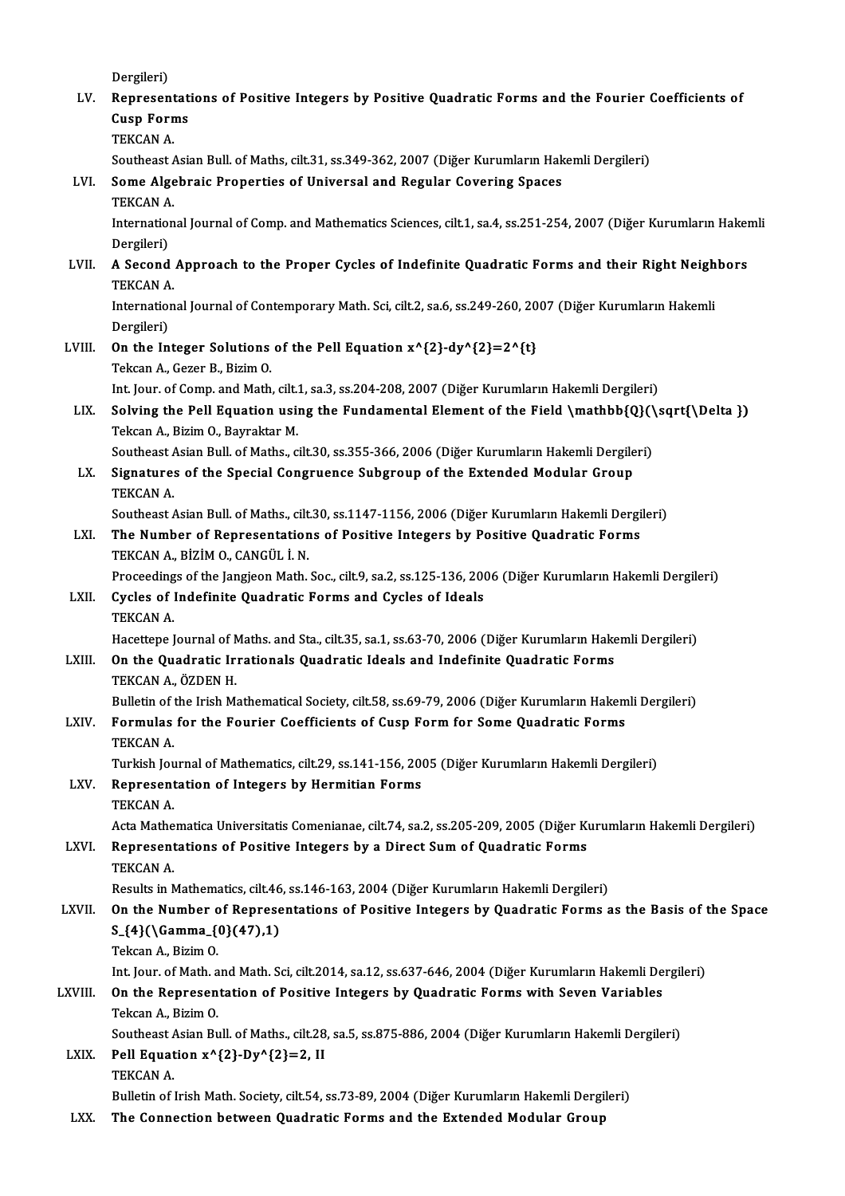Dergileri)

LV. **Representations of Positive Integers by Positive Quadratic Forms and the Fourier Coefficients of Cusp Forms**
TEKCAN A.
Southeast Asian Bull. of Maths, cilt.31, ss.349-362, 2007 (Diğer Kurumların Hakemli Dergileri)

LVI. **Some Algebraic Properties of Universal and Regular Covering Spaces**
TEKCAN A.
International Journal of Comp. and Mathematics Sciences, cilt.1, sa.4, ss.251-254, 2007 (Diğer Kurumların Hakemli Dergileri)

LVII. **A Second Approach to the Proper Cycles of Indefinite Quadratic Forms and their Right Neighbors**
TEKCAN A.
International Journal of Contemporary Math. Sci, cilt.2, sa.6, ss.249-260, 2007 (Diğer Kurumların Hakemli Dergileri)

LVIII. **On the Integer Solutions of the Pell Equation $x^{2}-dy^{2}=2^{t}$**
Tekcan A., Gezer B., Bizim O.
Int. Jour. of Comp. and Math, cilt.1, sa.3, ss.204-208, 2007 (Diğer Kurumların Hakemli Dergileri)

LIX. **Solving the Pell Equation using the Fundamental Element of the Field $\mathbb{Q}(\sqrt{\Delta })$**
Tekcan A., Bizim O., Bayraktar M.
Southeast Asian Bull. of Maths., cilt.30, ss.355-366, 2006 (Diğer Kurumların Hakemli Dergileri)

LX. **Signatures of the Special Congruence Subgroup of the Extended Modular Group**
TEKCAN A.
Southeast Asian Bull. of Maths., cilt.30, ss.1147-1156, 2006 (Diğer Kurumların Hakemli Dergileri)

LXI. **The Number of Representations of Positive Integers by Positive Quadratic Forms**
TEKCAN A., BİZİM O., CANGÜL İ. N.
Proceedings of the Jangjeon Math. Soc., cilt.9, sa.2, ss.125-136, 2006 (Diğer Kurumların Hakemli Dergileri)

LXII. **Cycles of Indefinite Quadratic Forms and Cycles of Ideals**
TEKCAN A.
Hacettepe Journal of Maths. and Sta., cilt.35, sa.1, ss.63-70, 2006 (Diğer Kurumların Hakemli Dergileri)

LXIII. **On the Quadratic Irrationals Quadratic Ideals and Indefinite Quadratic Forms**
TEKCAN A., ÖZDEN H.
Bulletin of the Irish Mathematical Society, cilt.58, ss.69-79, 2006 (Diğer Kurumların Hakemli Dergileri)

LXIV. **Formulas for the Fourier Coefficients of Cusp Form for Some Quadratic Forms**
TEKCAN A.
Turkish Journal of Mathematics, cilt.29, ss.141-156, 2005 (Diğer Kurumların Hakemli Dergileri)

LXV. **Representation of Integers by Hermitian Forms**
TEKCAN A.
Acta Mathematica Universitatis Comenianae, cilt.74, sa.2, ss.205-209, 2005 (Diğer Kurumların Hakemli Dergileri)

LXVI. **Representations of Positive Integers by a Direct Sum of Quadratic Forms**
TEKCAN A.
Results in Mathematics, cilt.46, ss.146-163, 2004 (Diğer Kurumların Hakemli Dergileri)

LXVII. **On the Number of Representations of Positive Integers by Quadratic Forms as the Basis of the Space $S_{4}(\Gamma_{0}(47),1)$**
Tekcan A., Bizim O.
Int. Jour. of Math. and Math. Sci, cilt.2014, sa.12, ss.637-646, 2004 (Diğer Kurumların Hakemli Dergileri)

LXVIII. **On the Representation of Positive Integers by Quadratic Forms with Seven Variables**
Tekcan A., Bizim O.
Southeast Asian Bull. of Maths., cilt.28, sa.5, ss.875-886, 2004 (Diğer Kurumların Hakemli Dergileri)

LXIX. **Pell Equation $x^{2}-Dy^{2}=2$, II**
TEKCAN A.
Bulletin of Irish Math. Society, cilt.54, ss.73-89, 2004 (Diğer Kurumların Hakemli Dergileri)

LXX. **The Connection between Quadratic Forms and the Extended Modular Group**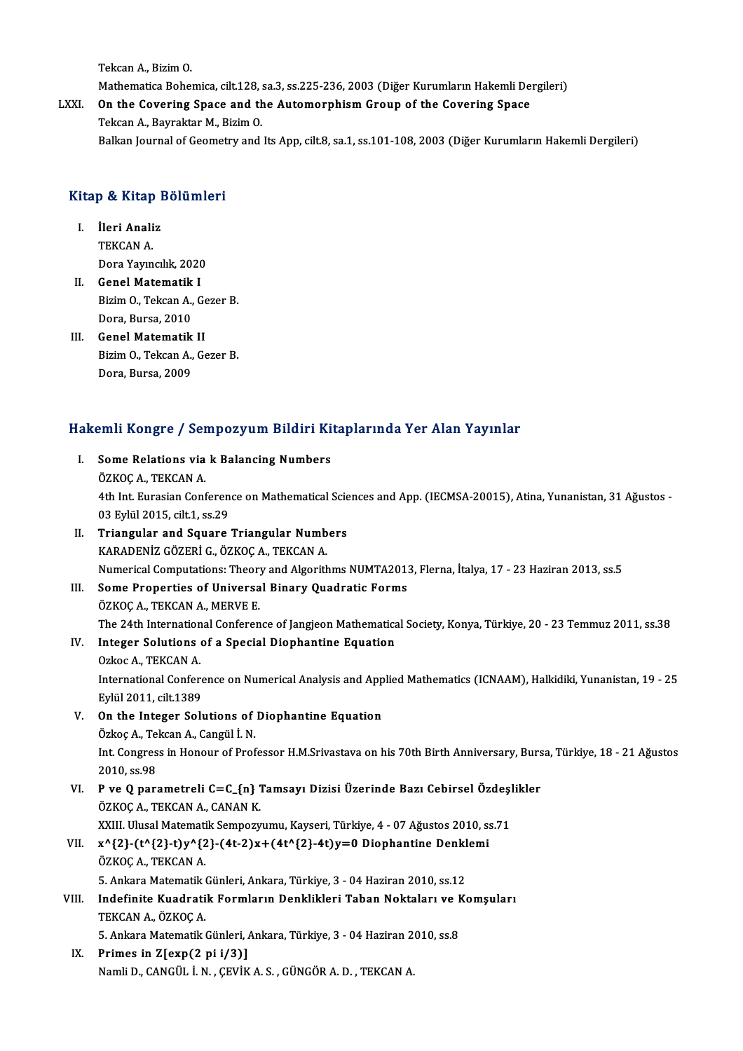Tekcan A., Bizim O.

Mathematica Bohemica, cilt.128, sa.3, ss.225-236, 2003 (Diğer Kurumların Hakemli Dergileri)

LXXI. **On the Covering Space and the Automorphism Group of the Covering Space**

Tekcan A., Bayraktar M., Bizim O.

Balkan Journal of Geometry and Its App, cilt.8, sa.1, ss.101-108, 2003 (Diğer Kurumların Hakemli Dergileri)

## Kitap & Kitap Bölümleri

I. **İleri Analiz**

TEKCAN A.

Dora Yayıncılık, 2020

II. **Genel Matematik I**

Bizim O., Tekcan A., Gezer B.

Dora, Bursa, 2010

III. **Genel Matematik II**

Bizim O., Tekcan A., Gezer B.

Dora, Bursa, 2009

## Hakemli Kongre / Sempozyum Bildiri Kitaplarında Yer Alan Yayınlar

I. **Some Relations via k Balancing Numbers**

ÖZKOÇ A., TEKCAN A.

4th Int. Eurasian Conference on Mathematical Sciences and App. (IECMSA-20015), Atina, Yunanistan, 31 Ağustos - 03 Eylül 2015, cilt.1, ss.29

II. **Triangular and Square Triangular Numbers**

KARADENİZ GÖZERİ G., ÖZKOÇ A., TEKCAN A.

Numerical Computations: Theory and Algorithms NUMTA2013, Flerna, İtalya, 17 - 23 Haziran 2013, ss.5

III. **Some Properties of Universal Binary Quadratic Forms**

ÖZKOÇ A., TEKCAN A., MERVE E.

The 24th International Conference of Jangjeon Mathematical Society, Konya, Türkiye, 20 - 23 Temmuz 2011, ss.38

IV. **Integer Solutions of a Special Diophantine Equation**

Ozkoc A., TEKCAN A.

International Conference on Numerical Analysis and Applied Mathematics (ICNAAM), Halkidiki, Yunanistan, 19 - 25 Eylül 2011, cilt.1389

V. **On the Integer Solutions of Diophantine Equation**

Özkoç A., Tekcan A., Cangül İ. N.

Int. Congress in Honour of Professor H.M.Srivastava on his 70th Birth Anniversary, Bursa, Türkiye, 18 - 21 Ağustos 2010, ss.98

VI. **P ve Q parametreli $C=C_{n}$ Tamsayı Dizisi Üzerinde Bazı Cebirsel Özdeşlikler**

ÖZKOÇ A., TEKCAN A., CANAN K.

XXIII. Ulusal Matematik Sempozyumu, Kayseri, Türkiye, 4 - 07 Ağustos 2010, ss.71

VII. **$x^{2}-(t^{2}-t)y^{2}-(4t-2)x+(4t^{2}-4t)y=0$ Diophantine Denklemi**

ÖZKOÇ A., TEKCAN A.

5. Ankara Matematik Günleri, Ankara, Türkiye, 3 - 04 Haziran 2010, ss.12

VIII. **Indefinite Kuadratik Formların Denklikleri Taban Noktaları ve Komşuları**

TEKCAN A., ÖZKOÇ A.

5. Ankara Matematik Günleri, Ankara, Türkiye, 3 - 04 Haziran 2010, ss.8

IX. **Primes in $Z[\exp(2 \pi i/3)]$**

Namli D., CANGÜL İ. N. , ÇEVİK A. S. , GÜNGÖR A. D. , TEKCAN A.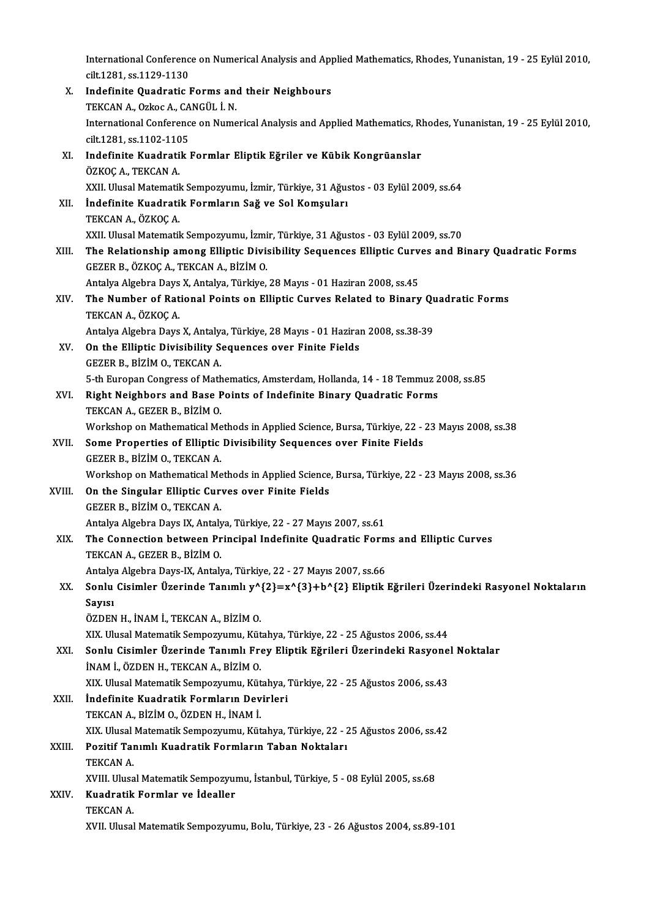International Conference on Numerical Analysis and Applied Mathematics, Rhodes, Yunanistan, 19 - 25 Eylül 2010, cilt.1281, ss.1129-1130

X. **Indefinite Quadratic Forms and their Neighbours**
TEKCAN A., Ozkoc A., CANGÜL İ. N.
International Conference on Numerical Analysis and Applied Mathematics, Rhodes, Yunanistan, 19 - 25 Eylül 2010, cilt.1281, ss.1102-1105

XI. **Indefinite Kuadratik Formlar Eliptik Eğriler ve Kübik Kongrüanslar**
ÖZKOÇ A., TEKCAN A.
XXII. Ulusal Matematik Sempozyumu, İzmir, Türkiye, 31 Ağustos - 03 Eylül 2009, ss.64

XII. **İndefinite Kuadratik Formların Sağ ve Sol Komşuları**
TEKCAN A., ÖZKOÇ A.
XXII. Ulusal Matematik Sempozyumu, İzmir, Türkiye, 31 Ağustos - 03 Eylül 2009, ss.70

XIII. **The Relationship among Elliptic Divisibility Sequences Elliptic Curves and Binary Quadratic Forms**
GEZER B., ÖZKOÇ A., TEKCAN A., BİZİM O.
Antalya Algebra Days X, Antalya, Türkiye, 28 Mayıs - 01 Haziran 2008, ss.45

XIV. **The Number of Rational Points on Elliptic Curves Related to Binary Quadratic Forms**
TEKCAN A., ÖZKOÇ A.
Antalya Algebra Days X, Antalya, Türkiye, 28 Mayıs - 01 Haziran 2008, ss.38-39

XV. **On the Elliptic Divisibility Sequences over Finite Fields**
GEZER B., BİZİM O., TEKCAN A.
5-th Europan Congress of Mathematics, Amsterdam, Hollanda, 14 - 18 Temmuz 2008, ss.85

XVI. **Right Neighbors and Base Points of Indefinite Binary Quadratic Forms**
TEKCAN A., GEZER B., BİZİM O.
Workshop on Mathematical Methods in Applied Science, Bursa, Türkiye, 22 - 23 Mayıs 2008, ss.38

XVII. **Some Properties of Elliptic Divisibility Sequences over Finite Fields**
GEZER B., BİZİM O., TEKCAN A.
Workshop on Mathematical Methods in Applied Science, Bursa, Türkiye, 22 - 23 Mayıs 2008, ss.36

XVIII. **On the Singular Elliptic Curves over Finite Fields**
GEZER B., BİZİM O., TEKCAN A.
Antalya Algebra Days IX, Antalya, Türkiye, 22 - 27 Mayıs 2007, ss.61

XIX. **The Connection between Principal Indefinite Quadratic Forms and Elliptic Curves**
TEKCAN A., GEZER B., BİZİM O.
Antalya Algebra Days-IX, Antalya, Türkiye, 22 - 27 Mayıs 2007, ss.66

XX. **Sonlu Cisimler Üzerinde Tanımlı $y^{2}=x^{3}+b^{2}$ Eliptik Eğrileri Üzerindeki Rasyonel Noktaların Sayısı**
ÖZDEN H., İNAM İ., TEKCAN A., BİZİM O.
XIX. Ulusal Matematik Sempozyumu, Kütahya, Türkiye, 22 - 25 Ağustos 2006, ss.44

XXI. **Sonlu Cisimler Üzerinde Tanımlı Frey Eliptik Eğrileri Üzerindeki Rasyonel Noktalar**
İNAM İ., ÖZDEN H., TEKCAN A., BİZİM O.
XIX. Ulusal Matematik Sempozyumu, Kütahya, Türkiye, 22 - 25 Ağustos 2006, ss.43

XXII. **İndefinite Kuadratik Formların Devirleri**
TEKCAN A., BİZİM O., ÖZDEN H., İNAM İ.
XIX. Ulusal Matematik Sempozyumu, Kütahya, Türkiye, 22 - 25 Ağustos 2006, ss.42

XXIII. **Pozitif Tanımlı Kuadratik Formların Taban Noktaları**
TEKCAN A.
XVIII. Ulusal Matematik Sempozyumu, İstanbul, Türkiye, 5 - 08 Eylül 2005, ss.68

XXIV. **Kuadratik Formlar ve İdealler**
TEKCAN A.
XVII. Ulusal Matematik Sempozyumu, Bolu, Türkiye, 23 - 26 Ağustos 2004, ss.89-101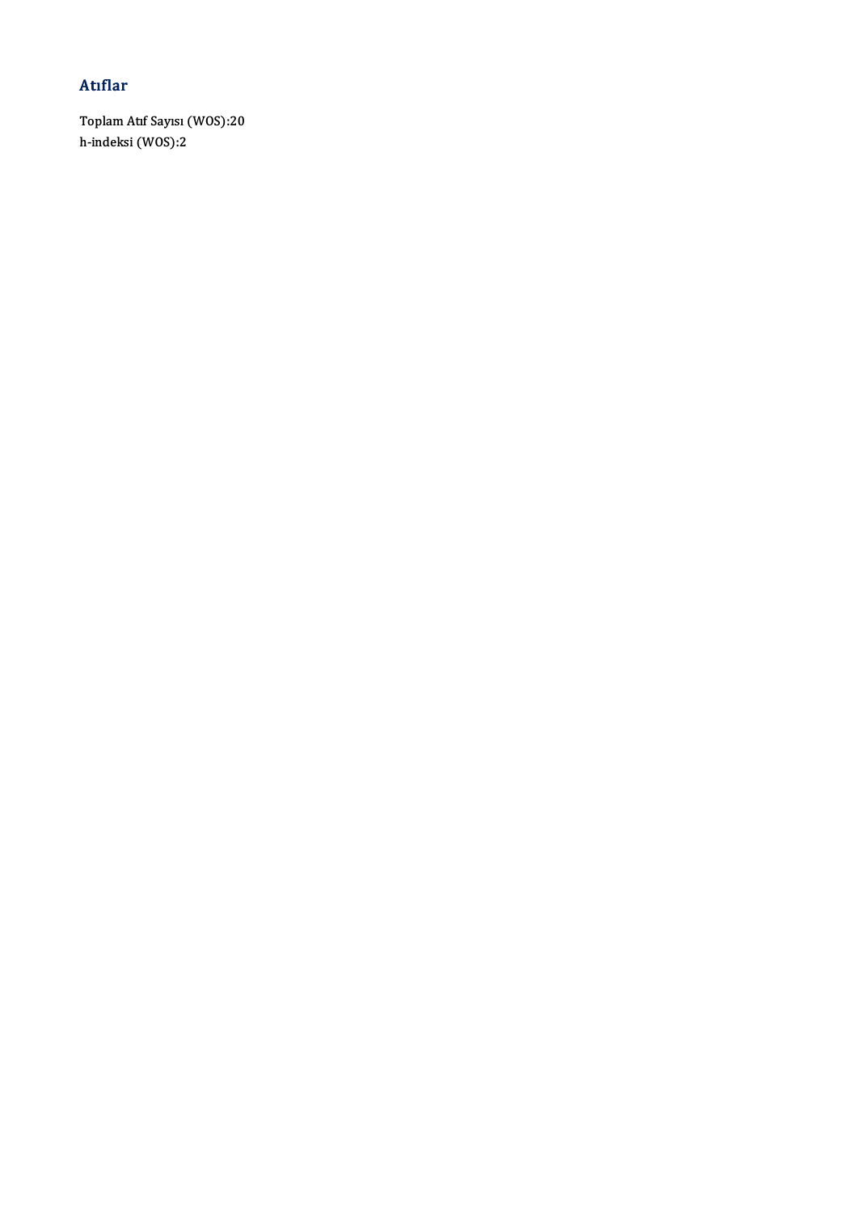## Atıflar

Toplam Atıf Sayısı (WOS):20
h-indeksi (WOS):2